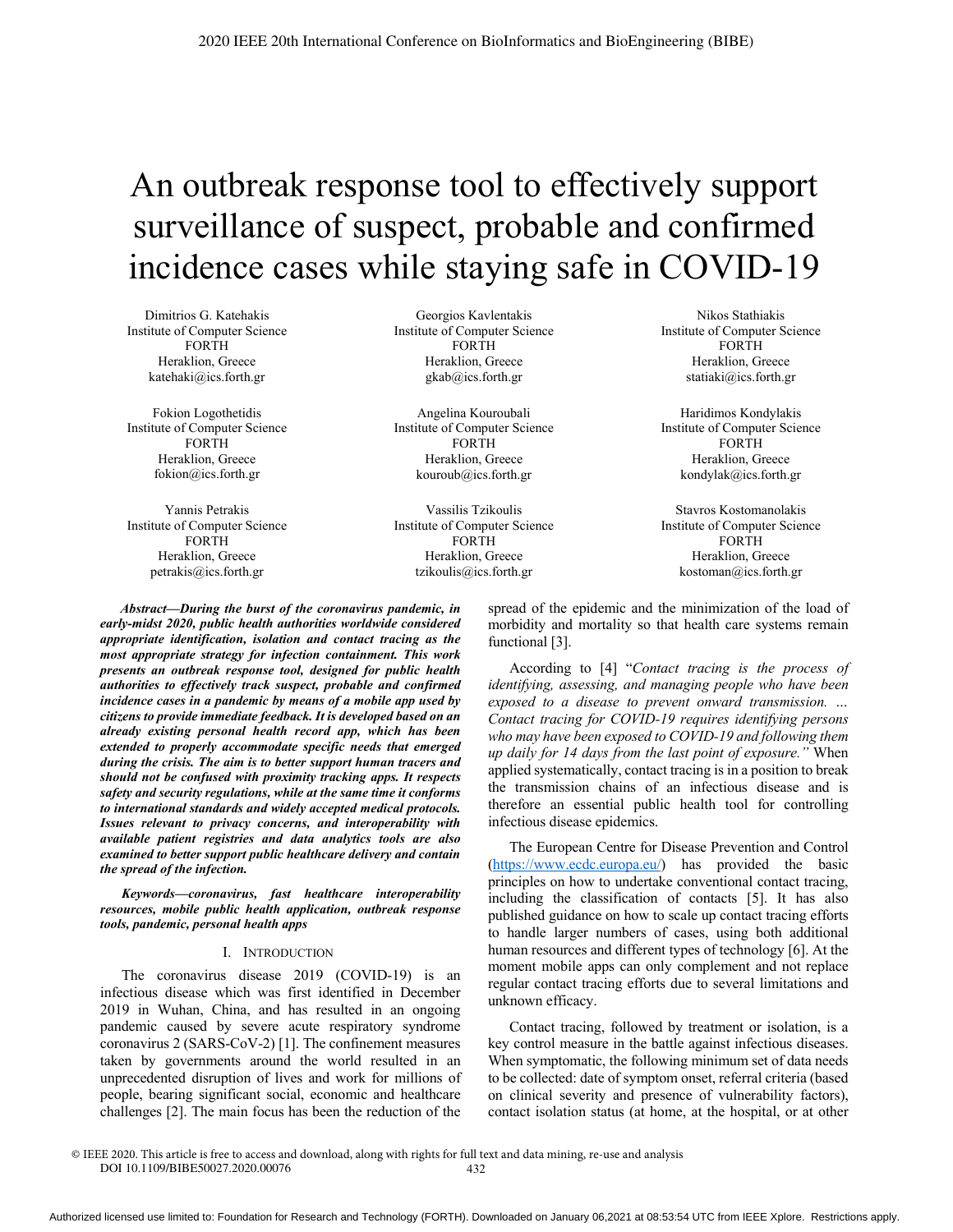# An outbreak response tool to effectively support surveillance of suspect, probable and confirmed incidence cases while staying safe in COVID-19

Dimitrios G. Katehakis
Institute of Computer Science
FORTH
Heraklion, Greece
katehaki@ics.forth.gr

Georgios Kavlentakis
Institute of Computer Science
FORTH
Heraklion, Greece
gkab@ics.forth.gr

Nikos Stathiakis
Institute of Computer Science
FORTH
Heraklion, Greece
statiaki@ics.forth.gr

Fokion Logothetidis
Institute of Computer Science
FORTH
Heraklion, Greece
fokion@ics.forth.gr

Angelina Kouroubali
Institute of Computer Science
FORTH
Heraklion, Greece
kouroub@ics.forth.gr

Haridimos Kondylakis
Institute of Computer Science
FORTH
Heraklion, Greece
kondylak@ics.forth.gr

Yannis Petrakis
Institute of Computer Science
FORTH
Heraklion, Greece
petrakis@ics.forth.gr

Vassilis Tzikoulis
Institute of Computer Science
FORTH
Heraklion, Greece
tzikoulis@ics.forth.gr

Stavros Kostomanolakis
Institute of Computer Science
FORTH
Heraklion, Greece
kostoman@ics.forth.gr

***Abstract*—During the burst of the coronavirus pandemic, in early-midst 2020, public health authorities worldwide considered appropriate identification, isolation and contact tracing as the most appropriate strategy for infection containment. This work presents an outbreak response tool, designed for public health authorities to effectively track suspect, probable and confirmed incidence cases in a pandemic by means of a mobile app used by citizens to provide immediate feedback. It is developed based on an already existing personal health record app, which has been extended to properly accommodate specific needs that emerged during the crisis. The aim is to better support human tracers and should not be confused with proximity tracking apps. It respects safety and security regulations, while at the same time it conforms to international standards and widely accepted medical protocols. Issues relevant to privacy concerns, and interoperability with available patient registries and data analytics tools are also examined to better support public healthcare delivery and contain the spread of the infection.**

***Keywords*—coronavirus, fast healthcare interoperability resources, mobile public health application, outbreak response tools, pandemic, personal health apps**

## I. Introduction

The coronavirus disease 2019 (COVID-19) is an infectious disease which was first identified in December 2019 in Wuhan, China, and has resulted in an ongoing pandemic caused by severe acute respiratory syndrome coronavirus 2 (SARS-CoV-2) [1]. The confinement measures taken by governments around the world resulted in an unprecedented disruption of lives and work for millions of people, bearing significant social, economic and healthcare challenges [2]. The main focus has been the reduction of the spread of the epidemic and the minimization of the load of morbidity and mortality so that health care systems remain functional [3].

According to [4] "*Contact tracing is the process of identifying, assessing, and managing people who have been exposed to a disease to prevent onward transmission. ... Contact tracing for COVID-19 requires identifying persons who may have been exposed to COVID-19 and following them up daily for 14 days from the last point of exposure.*" When applied systematically, contact tracing is in a position to break the transmission chains of an infectious disease and is therefore an essential public health tool for controlling infectious disease epidemics.

The European Centre for Disease Prevention and Control (https://www.ecdc.europa.eu/) has provided the basic principles on how to undertake conventional contact tracing, including the classification of contacts [5]. It has also published guidance on how to scale up contact tracing efforts to handle larger numbers of cases, using both additional human resources and different types of technology [6]. At the moment mobile apps can only complement and not replace regular contact tracing efforts due to several limitations and unknown efficacy.

Contact tracing, followed by treatment or isolation, is a key control measure in the battle against infectious diseases. When symptomatic, the following minimum set of data needs to be collected: date of symptom onset, referral criteria (based on clinical severity and presence of vulnerability factors), contact isolation status (at home, at the hospital, or at other

© IEEE 2020. This article is free to access and download, along with rights for full text and data mining, re-use and analysis
DOI 10.1109/BIBE50027.2020.00076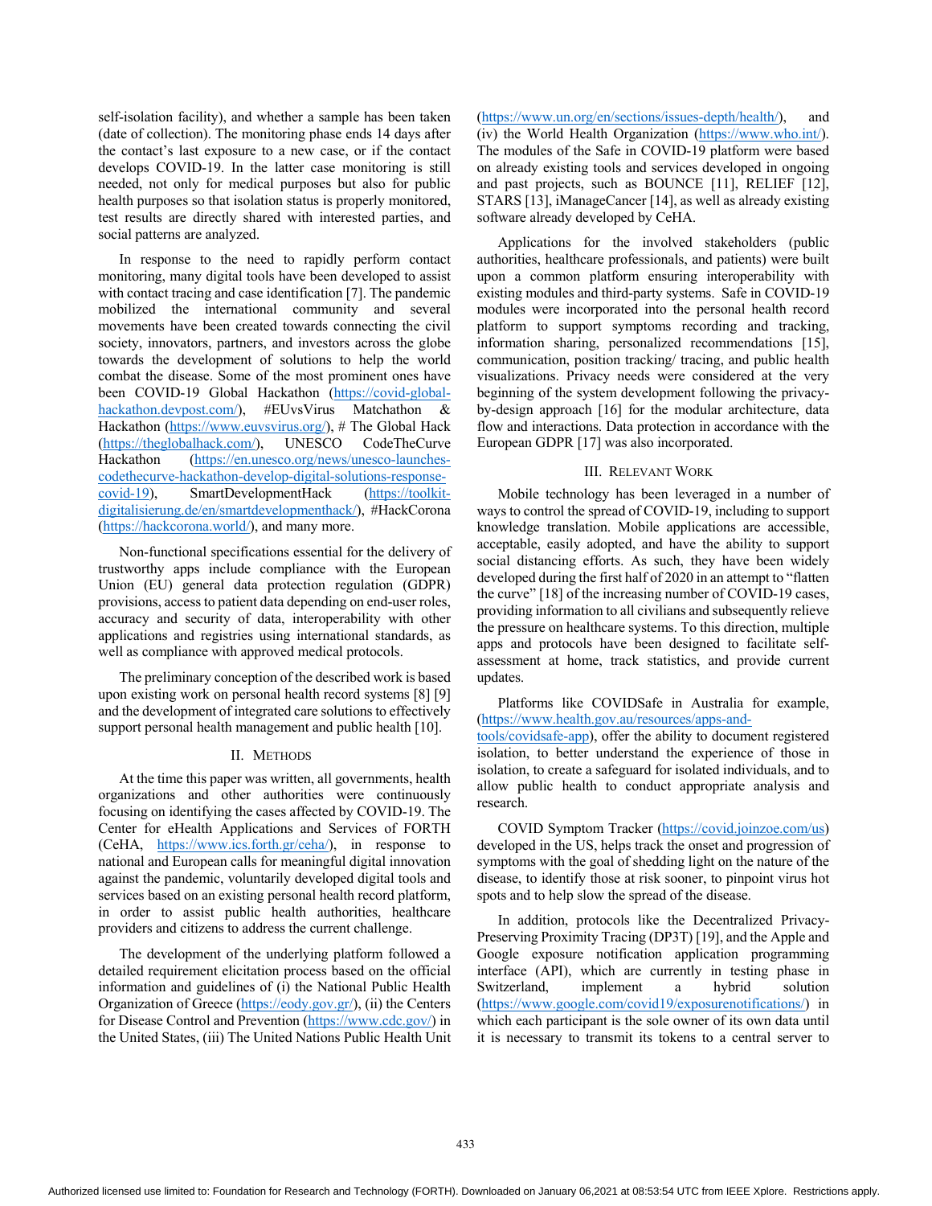self-isolation facility), and whether a sample has been taken (date of collection). The monitoring phase ends 14 days after the contact's last exposure to a new case, or if the contact develops COVID-19. In the latter case monitoring is still needed, not only for medical purposes but also for public health purposes so that isolation status is properly monitored, test results are directly shared with interested parties, and social patterns are analyzed.

In response to the need to rapidly perform contact monitoring, many digital tools have been developed to assist with contact tracing and case identification [7]. The pandemic mobilized the international community and several movements have been created towards connecting the civil society, innovators, partners, and investors across the globe towards the development of solutions to help the world combat the disease. Some of the most prominent ones have been COVID-19 Global Hackathon (https://covid-global-hackathon.devpost.com/), #EUvsVirus Matchathon & Hackathon (https://www.euvsvirus.org/), # The Global Hack (https://theglobalhack.com/), UNESCO CodeTheCurve Hackathon (https://en.unesco.org/news/unesco-launches-codethecurve-hackathon-develop-digital-solutions-response-covid-19), SmartDevelopmentHack (https://toolkit-digitalisierung.de/en/smartdevelopmenthack/), #HackCorona (https://hackcorona.world/), and many more.

Non-functional specifications essential for the delivery of trustworthy apps include compliance with the European Union (EU) general data protection regulation (GDPR) provisions, access to patient data depending on end-user roles, accuracy and security of data, interoperability with other applications and registries using international standards, as well as compliance with approved medical protocols.

The preliminary conception of the described work is based upon existing work on personal health record systems [8] [9] and the development of integrated care solutions to effectively support personal health management and public health [10].

## II. Methods

At the time this paper was written, all governments, health organizations and other authorities were continuously focusing on identifying the cases affected by COVID-19. The Center for eHealth Applications and Services of FORTH (CeHA, https://www.ics.forth.gr/ceha/), in response to national and European calls for meaningful digital innovation against the pandemic, voluntarily developed digital tools and services based on an existing personal health record platform, in order to assist public health authorities, healthcare providers and citizens to address the current challenge.

The development of the underlying platform followed a detailed requirement elicitation process based on the official information and guidelines of (i) the National Public Health Organization of Greece (https://eody.gov.gr/), (ii) the Centers for Disease Control and Prevention (https://www.cdc.gov/) in the United States, (iii) The United Nations Public Health Unit (https://www.un.org/en/sections/issues-depth/health/), and (iv) the World Health Organization (https://www.who.int/). The modules of the Safe in COVID-19 platform were based on already existing tools and services developed in ongoing and past projects, such as BOUNCE [11], RELIEF [12], STARS [13], iManageCancer [14], as well as already existing software already developed by CeHA.

Applications for the involved stakeholders (public authorities, healthcare professionals, and patients) were built upon a common platform ensuring interoperability with existing modules and third-party systems. Safe in COVID-19 modules were incorporated into the personal health record platform to support symptoms recording and tracking, information sharing, personalized recommendations [15], communication, position tracking/ tracing, and public health visualizations. Privacy needs were considered at the very beginning of the system development following the privacy-by-design approach [16] for the modular architecture, data flow and interactions. Data protection in accordance with the European GDPR [17] was also incorporated.

## III. Relevant Work

Mobile technology has been leveraged in a number of ways to control the spread of COVID-19, including to support knowledge translation. Mobile applications are accessible, acceptable, easily adopted, and have the ability to support social distancing efforts. As such, they have been widely developed during the first half of 2020 in an attempt to "flatten the curve" [18] of the increasing number of COVID-19 cases, providing information to all civilians and subsequently relieve the pressure on healthcare systems. To this direction, multiple apps and protocols have been designed to facilitate self-assessment at home, track statistics, and provide current updates.

Platforms like COVIDSafe in Australia for example, (https://www.health.gov.au/resources/apps-and-tools/covidsafe-app), offer the ability to document registered isolation, to better understand the experience of those in isolation, to create a safeguard for isolated individuals, and to allow public health to conduct appropriate analysis and research.

COVID Symptom Tracker (https://covid.joinzoe.com/us) developed in the US, helps track the onset and progression of symptoms with the goal of shedding light on the nature of the disease, to identify those at risk sooner, to pinpoint virus hot spots and to help slow the spread of the disease.

In addition, protocols like the Decentralized Privacy-Preserving Proximity Tracing (DP3T) [19], and the Apple and Google exposure notification application programming interface (API), which are currently in testing phase in Switzerland, implement a hybrid solution (https://www.google.com/covid19/exposurenotifications/) in which each participant is the sole owner of its own data until it is necessary to transmit its tokens to a central server to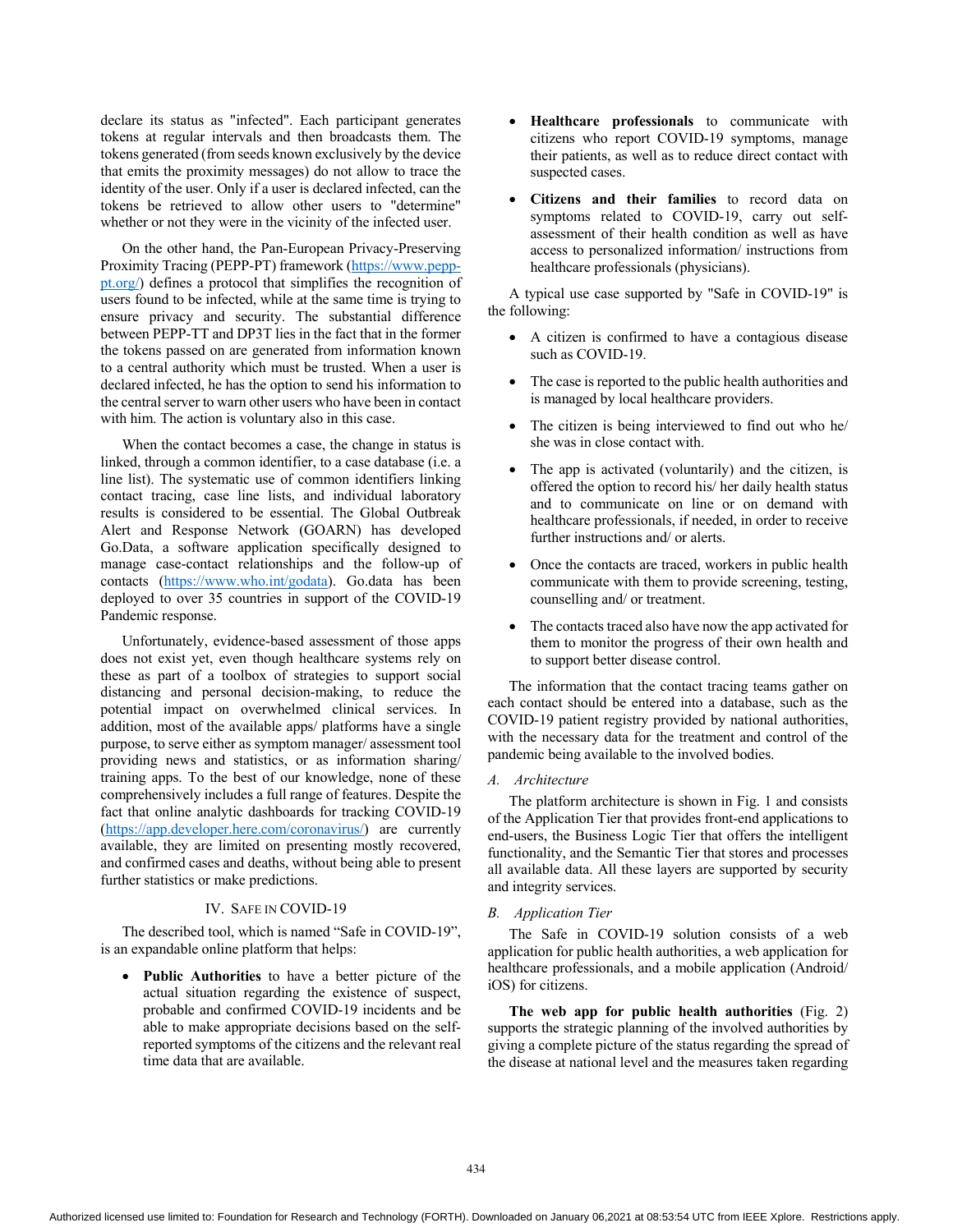declare its status as "infected". Each participant generates tokens at regular intervals and then broadcasts them. The tokens generated (from seeds known exclusively by the device that emits the proximity messages) do not allow to trace the identity of the user. Only if a user is declared infected, can the tokens be retrieved to allow other users to "determine" whether or not they were in the vicinity of the infected user.

On the other hand, the Pan-European Privacy-Preserving Proximity Tracing (PEPP-PT) framework (https://www.pepp-pt.org/) defines a protocol that simplifies the recognition of users found to be infected, while at the same time is trying to ensure privacy and security. The substantial difference between PEPP-TT and DP3T lies in the fact that in the former the tokens passed on are generated from information known to a central authority which must be trusted. When a user is declared infected, he has the option to send his information to the central server to warn other users who have been in contact with him. The action is voluntary also in this case.

When the contact becomes a case, the change in status is linked, through a common identifier, to a case database (i.e. a line list). The systematic use of common identifiers linking contact tracing, case line lists, and individual laboratory results is considered to be essential. The Global Outbreak Alert and Response Network (GOARN) has developed Go.Data, a software application specifically designed to manage case-contact relationships and the follow-up of contacts (https://www.who.int/godata). Go.data has been deployed to over 35 countries in support of the COVID-19 Pandemic response.

Unfortunately, evidence-based assessment of those apps does not exist yet, even though healthcare systems rely on these as part of a toolbox of strategies to support social distancing and personal decision-making, to reduce the potential impact on overwhelmed clinical services. In addition, most of the available apps/ platforms have a single purpose, to serve either as symptom manager/ assessment tool providing news and statistics, or as information sharing/ training apps. To the best of our knowledge, none of these comprehensively includes a full range of features. Despite the fact that online analytic dashboards for tracking COVID-19 (https://app.developer.here.com/coronavirus/) are currently available, they are limited on presenting mostly recovered, and confirmed cases and deaths, without being able to present further statistics or make predictions.

## IV. Safe in COVID-19

The described tool, which is named "Safe in COVID-19", is an expandable online platform that helps:

- **Public Authorities** to have a better picture of the actual situation regarding the existence of suspect, probable and confirmed COVID-19 incidents and be able to make appropriate decisions based on the self-reported symptoms of the citizens and the relevant real time data that are available.
- **Healthcare professionals** to communicate with citizens who report COVID-19 symptoms, manage their patients, as well as to reduce direct contact with suspected cases.
- **Citizens and their families** to record data on symptoms related to COVID-19, carry out self-assessment of their health condition as well as have access to personalized information/ instructions from healthcare professionals (physicians).

A typical use case supported by "Safe in COVID-19" is the following:

- A citizen is confirmed to have a contagious disease such as COVID-19.
- The case is reported to the public health authorities and is managed by local healthcare providers.
- The citizen is being interviewed to find out who he/ she was in close contact with.
- The app is activated (voluntarily) and the citizen, is offered the option to record his/ her daily health status and to communicate on line or on demand with healthcare professionals, if needed, in order to receive further instructions and/ or alerts.
- Once the contacts are traced, workers in public health communicate with them to provide screening, testing, counselling and/ or treatment.
- The contacts traced also have now the app activated for them to monitor the progress of their own health and to support better disease control.

The information that the contact tracing teams gather on each contact should be entered into a database, such as the COVID-19 patient registry provided by national authorities, with the necessary data for the treatment and control of the pandemic being available to the involved bodies.

### *A. Architecture*

The platform architecture is shown in Fig. 1 and consists of the Application Tier that provides front-end applications to end-users, the Business Logic Tier that offers the intelligent functionality, and the Semantic Tier that stores and processes all available data. All these layers are supported by security and integrity services.

### *B. Application Tier*

The Safe in COVID-19 solution consists of a web application for public health authorities, a web application for healthcare professionals, and a mobile application (Android/ iOS) for citizens.

**The web app for public health authorities** (Fig. 2) supports the strategic planning of the involved authorities by giving a complete picture of the status regarding the spread of the disease at national level and the measures taken regarding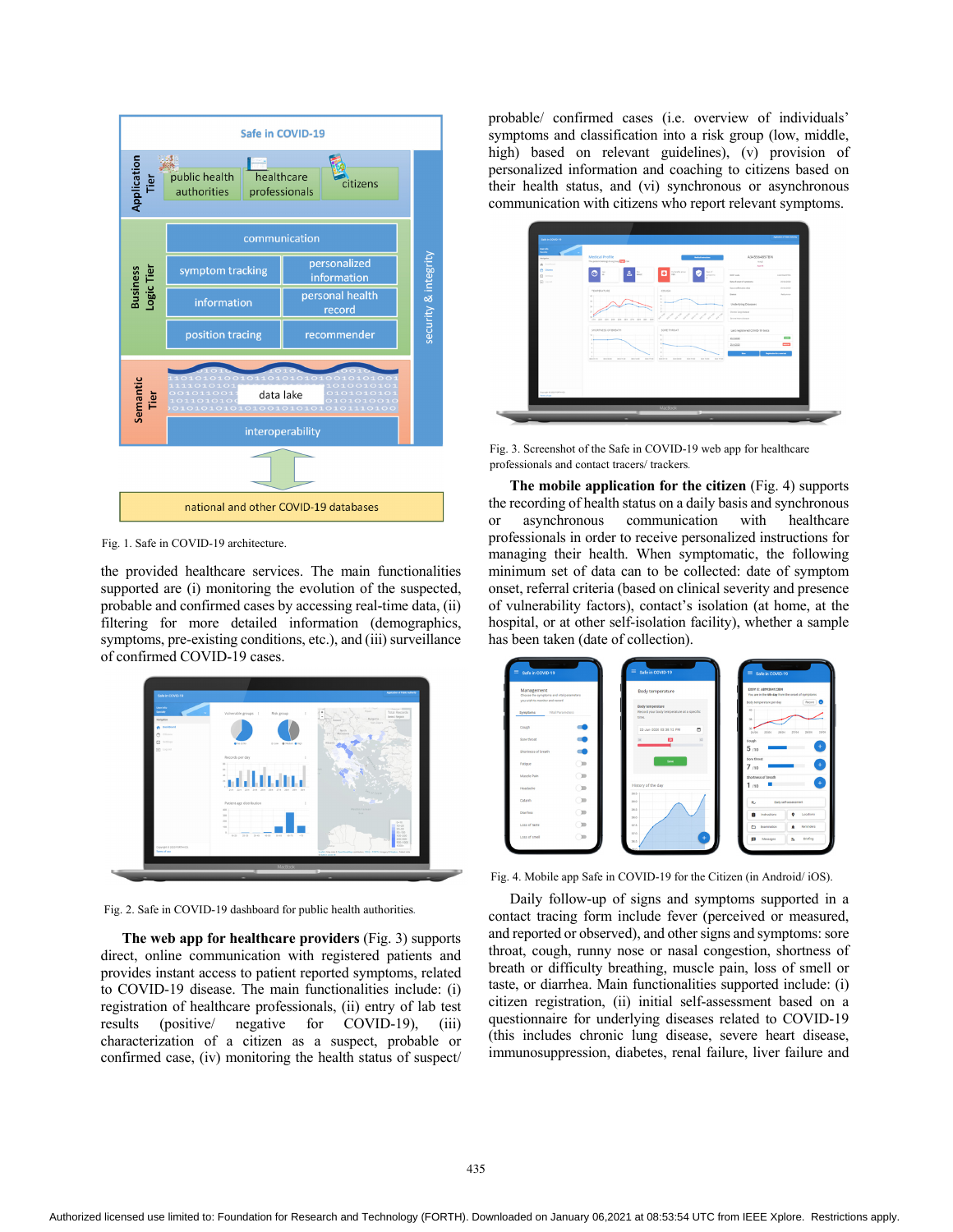Fig. 1. Safe in COVID-19 architecture.

the provided healthcare services. The main functionalities supported are (i) monitoring the evolution of the suspected, probable and confirmed cases by accessing real-time data, (ii) filtering for more detailed information (demographics, symptoms, pre-existing conditions, etc.), and (iii) surveillance of confirmed COVID-19 cases.

Fig. 2. Safe in COVID-19 dashboard for public health authorities.

**The web app for healthcare providers** (Fig. 3) supports direct, online communication with registered patients and provides instant access to patient reported symptoms, related to COVID-19 disease. The main functionalities include: (i) registration of healthcare professionals, (ii) entry of lab test results (positive/ negative for COVID-19), (iii) characterization of a citizen as a suspect, probable or confirmed case, (iv) monitoring the health status of suspect/ probable/ confirmed cases (i.e. overview of individuals' symptoms and classification into a risk group (low, middle, high) based on relevant guidelines), (v) provision of personalized information and coaching to citizens based on their health status, and (vi) synchronous or asynchronous communication with citizens who report relevant symptoms.

Fig. 3. Screenshot of the Safe in COVID-19 web app for healthcare professionals and contact tracers/ trackers.

**The mobile application for the citizen** (Fig. 4) supports the recording of health status on a daily basis and synchronous or asynchronous communication with healthcare professionals in order to receive personalized instructions for managing their health. When symptomatic, the following minimum set of data can to be collected: date of symptom onset, referral criteria (based on clinical severity and presence of vulnerability factors), contact's isolation (at home, at the hospital, or at other self-isolation facility), whether a sample has been taken (date of collection).

Fig. 4. Mobile app Safe in COVID-19 for the Citizen (in Android/ iOS).

Daily follow-up of signs and symptoms supported in a contact tracing form include fever (perceived or measured, and reported or observed), and other signs and symptoms: sore throat, cough, runny nose or nasal congestion, shortness of breath or difficulty breathing, muscle pain, loss of smell or taste, or diarrhea. Main functionalities supported include: (i) citizen registration, (ii) initial self-assessment based on a questionnaire for underlying diseases related to COVID-19 (this includes chronic lung disease, severe heart disease, immunosuppression, diabetes, renal failure, liver failure and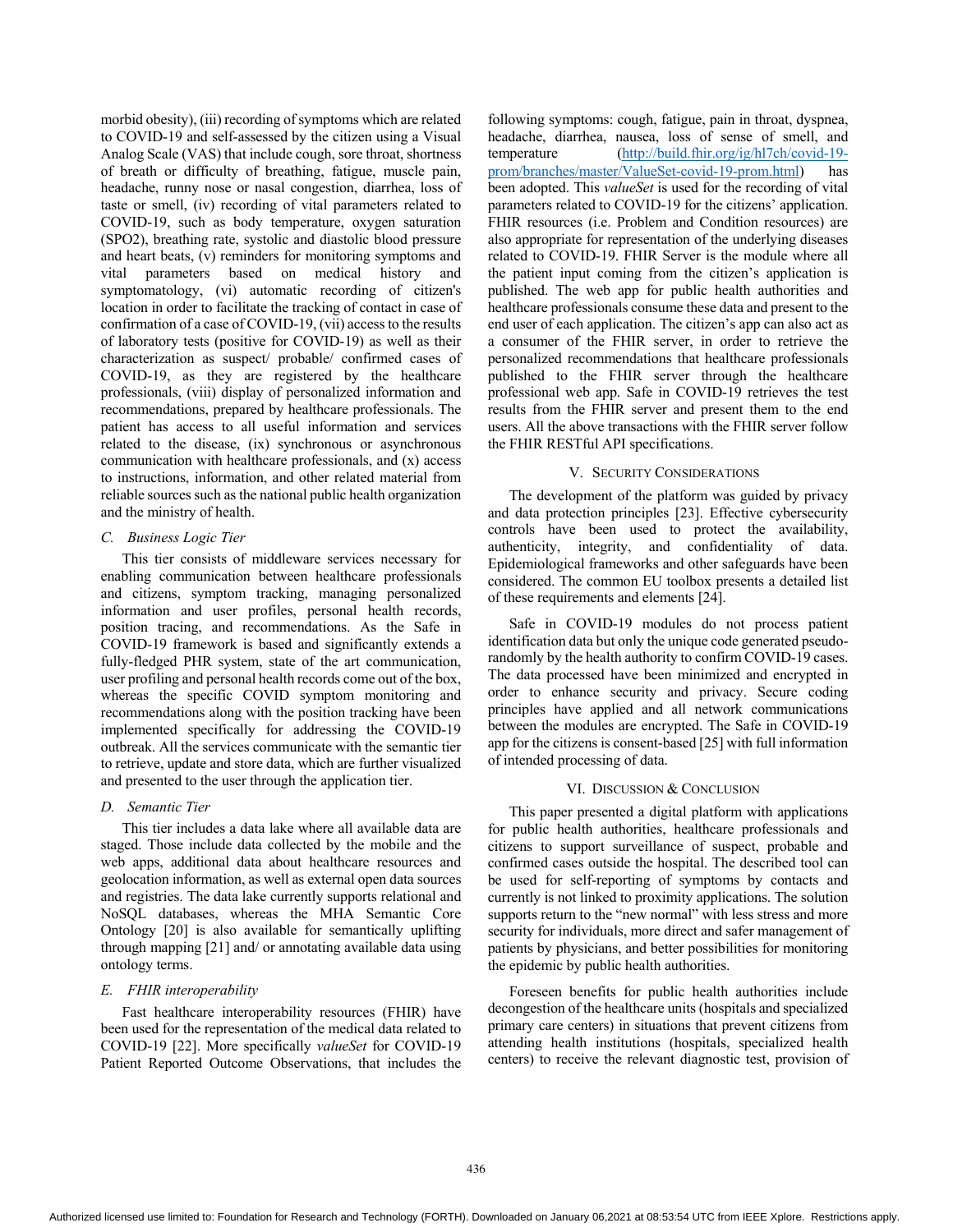morbid obesity), (iii) recording of symptoms which are related to COVID-19 and self-assessed by the citizen using a Visual Analog Scale (VAS) that include cough, sore throat, shortness of breath or difficulty of breathing, fatigue, muscle pain, headache, runny nose or nasal congestion, diarrhea, loss of taste or smell, (iv) recording of vital parameters related to COVID-19, such as body temperature, oxygen saturation (SPO2), breathing rate, systolic and diastolic blood pressure and heart beats, (v) reminders for monitoring symptoms and vital parameters based on medical history and symptomatology, (vi) automatic recording of citizen's location in order to facilitate the tracking of contact in case of confirmation of a case of COVID-19, (vii) access to the results of laboratory tests (positive for COVID-19) as well as their characterization as suspect/ probable/ confirmed cases of COVID-19, as they are registered by the healthcare professionals, (viii) display of personalized information and recommendations, prepared by healthcare professionals. The patient has access to all useful information and services related to the disease, (ix) synchronous or asynchronous communication with healthcare professionals, and (x) access to instructions, information, and other related material from reliable sources such as the national public health organization and the ministry of health.

### *C. Business Logic Tier*

This tier consists of middleware services necessary for enabling communication between healthcare professionals and citizens, symptom tracking, managing personalized information and user profiles, personal health records, position tracing, and recommendations. As the Safe in COVID-19 framework is based and significantly extends a fully-fledged PHR system, state of the art communication, user profiling and personal health records come out of the box, whereas the specific COVID symptom monitoring and recommendations along with the position tracking have been implemented specifically for addressing the COVID-19 outbreak. All the services communicate with the semantic tier to retrieve, update and store data, which are further visualized and presented to the user through the application tier.

### *D. Semantic Tier*

This tier includes a data lake where all available data are staged. Those include data collected by the mobile and the web apps, additional data about healthcare resources and geolocation information, as well as external open data sources and registries. The data lake currently supports relational and NoSQL databases, whereas the MHA Semantic Core Ontology [20] is also available for semantically uplifting through mapping [21] and/ or annotating available data using ontology terms.

### *E. FHIR interoperability*

Fast healthcare interoperability resources (FHIR) have been used for the representation of the medical data related to COVID-19 [22]. More specifically *valueSet* for COVID-19 Patient Reported Outcome Observations, that includes the following symptoms: cough, fatigue, pain in throat, dyspnea, headache, diarrhea, nausea, loss of sense of smell, and temperature (http://build.fhir.org/ig/hl7ch/covid-19-prom/branches/master/ValueSet-covid-19-prom.html) has been adopted. This *valueSet* is used for the recording of vital parameters related to COVID-19 for the citizens' application. FHIR resources (i.e. Problem and Condition resources) are also appropriate for representation of the underlying diseases related to COVID-19. FHIR Server is the module where all the patient input coming from the citizen's application is published. The web app for public health authorities and healthcare professionals consume these data and present to the end user of each application. The citizen's app can also act as a consumer of the FHIR server, in order to retrieve the personalized recommendations that healthcare professionals published to the FHIR server through the healthcare professional web app. Safe in COVID-19 retrieves the test results from the FHIR server and present them to the end users. All the above transactions with the FHIR server follow the FHIR RESTful API specifications.

## V. Security Considerations

The development of the platform was guided by privacy and data protection principles [23]. Effective cybersecurity controls have been used to protect the availability, authenticity, integrity, and confidentiality of data. Epidemiological frameworks and other safeguards have been considered. The common EU toolbox presents a detailed list of these requirements and elements [24].

Safe in COVID-19 modules do not process patient identification data but only the unique code generated pseudo-randomly by the health authority to confirm COVID-19 cases. The data processed have been minimized and encrypted in order to enhance security and privacy. Secure coding principles have applied and all network communications between the modules are encrypted. The Safe in COVID-19 app for the citizens is consent-based [25] with full information of intended processing of data.

## VI. Discussion & Conclusion

This paper presented a digital platform with applications for public health authorities, healthcare professionals and citizens to support surveillance of suspect, probable and confirmed cases outside the hospital. The described tool can be used for self-reporting of symptoms by contacts and currently is not linked to proximity applications. The solution supports return to the "new normal" with less stress and more security for individuals, more direct and safer management of patients by physicians, and better possibilities for monitoring the epidemic by public health authorities.

Foreseen benefits for public health authorities include decongestion of the healthcare units (hospitals and specialized primary care centers) in situations that prevent citizens from attending health institutions (hospitals, specialized health centers) to receive the relevant diagnostic test, provision of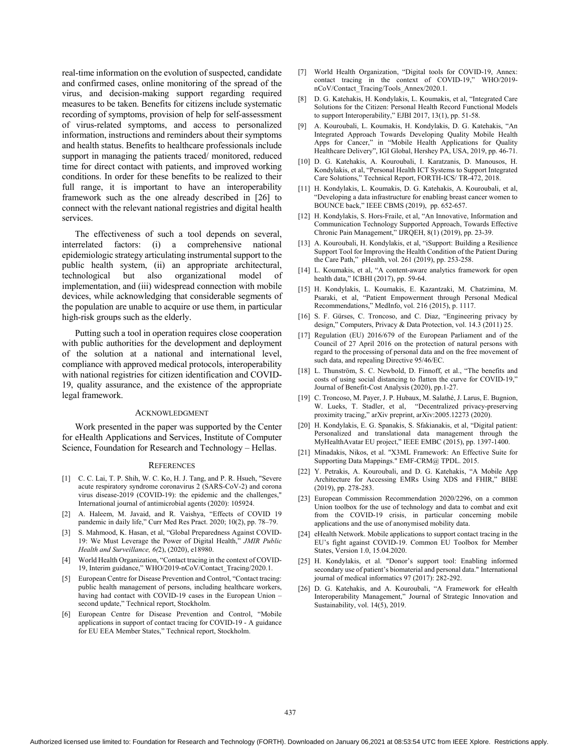real-time information on the evolution of suspected, candidate and confirmed cases, online monitoring of the spread of the virus, and decision-making support regarding required measures to be taken. Benefits for citizens include systematic recording of symptoms, provision of help for self-assessment of virus-related symptoms, and access to personalized information, instructions and reminders about their symptoms and health status. Benefits to healthcare professionals include support in managing the patients traced/ monitored, reduced time for direct contact with patients, and improved working conditions. In order for these benefits to be realized to their full range, it is important to have an interoperability framework such as the one already described in [26] to connect with the relevant national registries and digital health services.

The effectiveness of such a tool depends on several, interrelated factors: (i) a comprehensive national epidemiologic strategy articulating instrumental support to the public health system, (ii) an appropriate architectural, technological but also organizational model of implementation, and (iii) widespread connection with mobile devices, while acknowledging that considerable segments of the population are unable to acquire or use them, in particular high-risk groups such as the elderly.

Putting such a tool in operation requires close cooperation with public authorities for the development and deployment of the solution at a national and international level, compliance with approved medical protocols, interoperability with national registries for citizen identification and COVID-19, quality assurance, and the existence of the appropriate legal framework.

## ACKNOWLEDGMENT

Work presented in the paper was supported by the Center for eHealth Applications and Services, Institute of Computer Science, Foundation for Research and Technology – Hellas.

## REFERENCES

[1] C. C. Lai, T. P. Shih, W. C. Ko, H. J. Tang, and P. R. Hsueh, "Severe acute respiratory syndrome coronavirus 2 (SARS-CoV-2) and corona virus disease-2019 (COVID-19): the epidemic and the challenges," International journal of antimicrobial agents (2020): 105924.

[2] A. Haleem, M. Javaid, and R. Vaishya, "Effects of COVID 19 pandemic in daily life," Curr Med Res Pract. 2020; 10(2), pp. 78–79.

[3] S. Mahmood, K. Hasan, et al, "Global Preparedness Against COVID-19: We Must Leverage the Power of Digital Health," *JMIR Public Health and Surveillance, 6(*2), (2020), e18980.

[4] World Health Organization, "Contact tracing in the context of COVID-19, Interim guidance," WHO/2019-nCoV/Contact_Tracing/2020.1.

[5] European Centre for Disease Prevention and Control, "Contact tracing: public health management of persons, including healthcare workers, having had contact with COVID-19 cases in the European Union – second update," Technical report, Stockholm.

[6] European Centre for Disease Prevention and Control, "Mobile applications in support of contact tracing for COVID-19 - A guidance for EU EEA Member States," Technical report, Stockholm.

[7] World Health Organization, "Digital tools for COVID-19, Annex: contact tracing in the context of COVID-19," WHO/2019-nCoV/Contact_Tracing/Tools_Annex/2020.1.

[8] D. G. Katehakis, H. Kondylakis, L. Koumakis, et al, "Integrated Care Solutions for the Citizen: Personal Health Record Functional Models to support Interoperability," EJBI 2017, 13(1), pp. 51-58.

[9] A. Kouroubali, L. Koumakis, H. Kondylakis, D. G. Katehakis, "An Integrated Approach Towards Developing Quality Mobile Health Apps for Cancer," in "Mobile Health Applications for Quality Healthcare Delivery", IGI Global, Hershey PA, USA, 2019, pp. 46-71.

[10] D. G. Katehakis, A. Kouroubali, I. Karatzanis, D. Manousos, H. Kondylakis, et al, "Personal Health ICT Systems to Support Integrated Care Solutions," Technical Report, FORTH-ICS/ TR-472, 2018.

[11] H. Kondylakis, L. Koumakis, D. G. Katehakis, A. Kouroubali, et al, "Developing a data infrastructure for enabling breast cancer women to BOUNCE back," IEEE CBMS (2019), pp. 652-657.

[12] H. Kondylakis, S. Hors-Fraile, et al, "An Innovative, Information and Communication Technology Supported Approach, Towards Effective Chronic Pain Management," IJRQEH, 8(1) (2019), pp. 23-39.

[13] A. Kouroubali, H. Kondylakis, et al, "iSupport: Building a Resilience Support Tool for Improving the Health Condition of the Patient During the Care Path," pHealth, vol. 261 (2019), pp. 253-258.

[14] L. Koumakis, et al, "A content-aware analytics framework for open health data," ICBHI (2017), pp. 59-64.

[15] H. Kondylakis, L. Koumakis, E. Kazantzaki, M. Chatzimina, M. Psaraki, et al, "Patient Empowerment through Personal Medical Recommendations," MedInfo, vol. 216 (2015), p. 1117.

[16] S. F. Gürses, C. Troncoso, and C. Diaz, "Engineering privacy by design," Computers, Privacy & Data Protection, vol. 14.3 (2011) 25.

[17] Regulation (EU) 2016/679 of the European Parliament and of the Council of 27 April 2016 on the protection of natural persons with regard to the processing of personal data and on the free movement of such data, and repealing Directive 95/46/EC.

[18] L. Thunström, S. C. Newbold, D. Finnoff, et al., "The benefits and costs of using social distancing to flatten the curve for COVID-19," Journal of Benefit-Cost Analysis (2020), pp.1-27.

[19] C. Troncoso, M. Payer, J. P. Hubaux, M. Salathé, J. Larus, E. Bugnion, W. Lueks, T. Stadler, et al, "Decentralized privacy-preserving proximity tracing," arXiv preprint, arXiv:2005.12273 (2020).

[20] H. Kondylakis, E. G. Spanakis, S. Sfakianakis, et al, "Digital patient: Personalized and translational data management through the MyHealthAvatar EU project," IEEE EMBC (2015), pp. 1397-1400.

[21] Minadakis, Nikos, et al. "X3ML Framework: An Effective Suite for Supporting Data Mappings." EMF-CRM@ TPDL. 2015.

[22] Y. Petrakis, A. Kouroubali, and D. G. Katehakis, "A Mobile App Architecture for Accessing EMRs Using XDS and FHIR," BIBE (2019), pp. 278-283.

[23] European Commission Recommendation 2020/2296, on a common Union toolbox for the use of technology and data to combat and exit from the COVID-19 crisis, in particular concerning mobile applications and the use of anonymised mobility data.

[24] eHealth Network. Mobile applications to support contact tracing in the EU's fight against COVID-19. Common EU Toolbox for Member States, Version 1.0, 15.04.2020.

[25] H. Kondylakis, et al. "Donor's support tool: Enabling informed secondary use of patient's biomaterial and personal data." International journal of medical informatics 97 (2017): 282-292.

[26] D. G. Katehakis, and A. Kouroubali, "A Framework for eHealth Interoperability Management," Journal of Strategic Innovation and Sustainability, vol. 14(5), 2019.